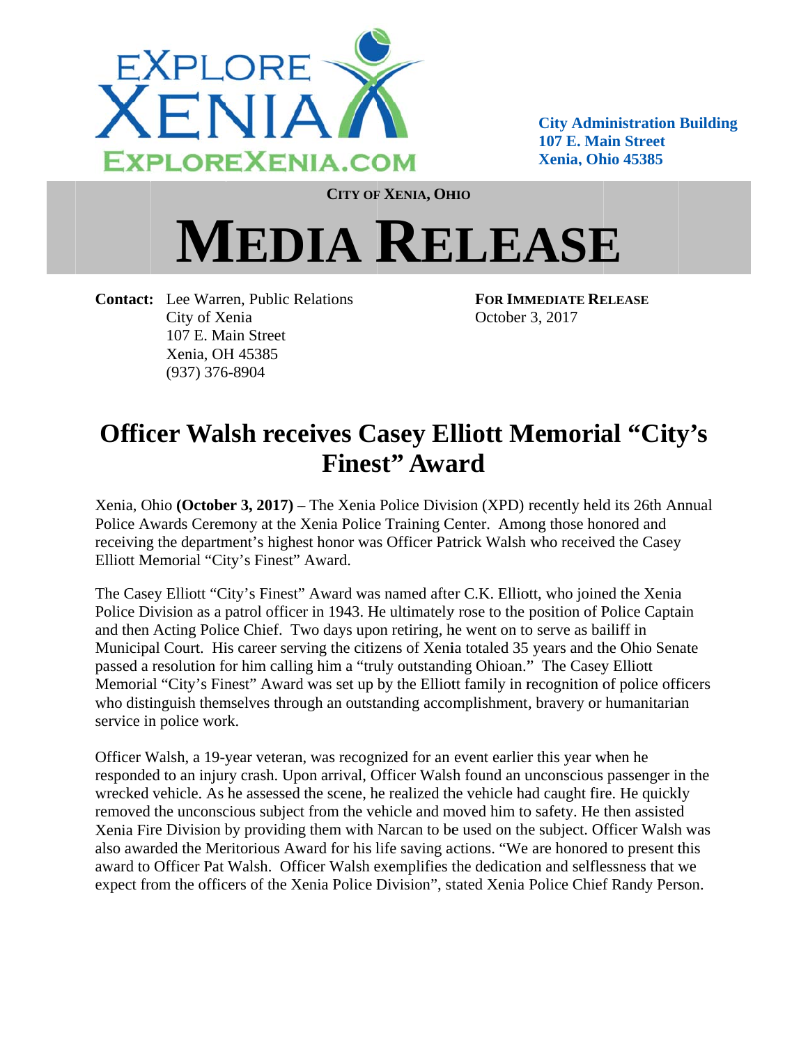EXPLORE XENIA
EXPLOREXENIA.COM

**City Administration Building**
**107 E. Main Street**
**Xenia, Ohio 45385**

**CITY OF XENIA, OHIO**

# MEDIA RELEASE

**Contact:** Lee Warren, Public Relations
City of Xenia
107 E. Main Street
Xenia, OH 45385
(937) 376-8904

**FOR IMMEDIATE RELEASE**
October 3, 2017

## Officer Walsh receives Casey Elliott Memorial "City's Finest" Award

Xenia, Ohio **(October 3, 2017)** – The Xenia Police Division (XPD) recently held its 26th Annual Police Awards Ceremony at the Xenia Police Training Center. Among those honored and receiving the department's highest honor was Officer Patrick Walsh who received the Casey Elliott Memorial "City's Finest" Award.

The Casey Elliott "City's Finest" Award was named after C.K. Elliott, who joined the Xenia Police Division as a patrol officer in 1943. He ultimately rose to the position of Police Captain and then Acting Police Chief. Two days upon retiring, he went on to serve as bailiff in Municipal Court. His career serving the citizens of Xenia totaled 35 years and the Ohio Senate passed a resolution for him calling him a "truly outstanding Ohioan." The Casey Elliott Memorial "City's Finest" Award was set up by the Elliott family in recognition of police officers who distinguish themselves through an outstanding accomplishment, bravery or humanitarian service in police work.

Officer Walsh, a 19-year veteran, was recognized for an event earlier this year when he responded to an injury crash. Upon arrival, Officer Walsh found an unconscious passenger in the wrecked vehicle. As he assessed the scene, he realized the vehicle had caught fire. He quickly removed the unconscious subject from the vehicle and moved him to safety. He then assisted Xenia Fire Division by providing them with Narcan to be used on the subject. Officer Walsh was also awarded the Meritorious Award for his life saving actions. "We are honored to present this award to Officer Pat Walsh. Officer Walsh exemplifies the dedication and selflessness that we expect from the officers of the Xenia Police Division", stated Xenia Police Chief Randy Person.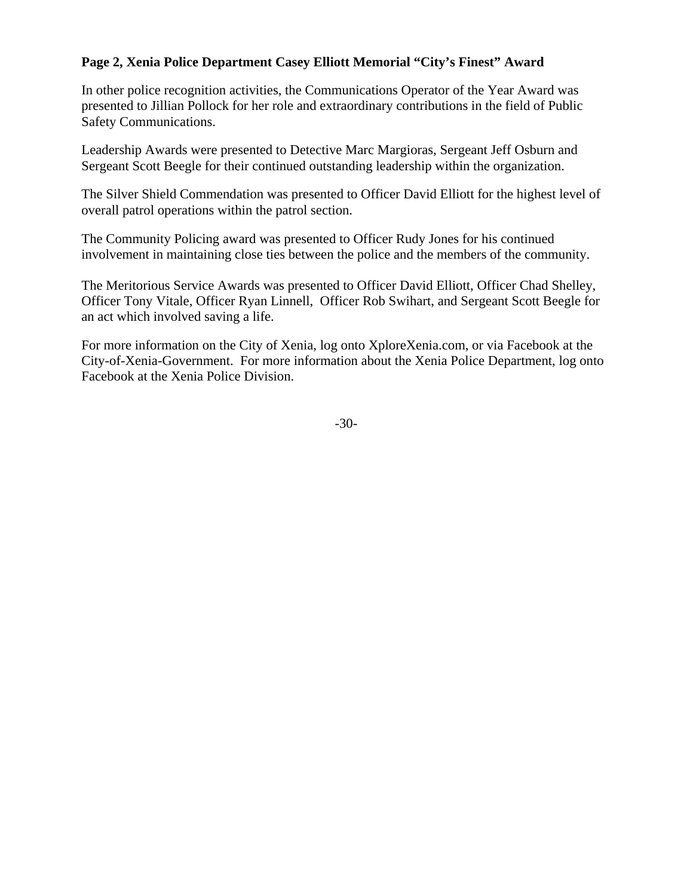**Page 2, Xenia Police Department Casey Elliott Memorial "City's Finest" Award**

In other police recognition activities, the Communications Operator of the Year Award was presented to Jillian Pollock for her role and extraordinary contributions in the field of Public Safety Communications.

Leadership Awards were presented to Detective Marc Margioras, Sergeant Jeff Osburn and Sergeant Scott Beegle for their continued outstanding leadership within the organization.

The Silver Shield Commendation was presented to Officer David Elliott for the highest level of overall patrol operations within the patrol section.

The Community Policing award was presented to Officer Rudy Jones for his continued involvement in maintaining close ties between the police and the members of the community.

The Meritorious Service Awards was presented to Officer David Elliott, Officer Chad Shelley, Officer Tony Vitale, Officer Ryan Linnell, Officer Rob Swihart, and Sergeant Scott Beegle for an act which involved saving a life.

For more information on the City of Xenia, log onto XploreXenia.com, or via Facebook at the City-of-Xenia-Government. For more information about the Xenia Police Department, log onto Facebook at the Xenia Police Division.

-30-